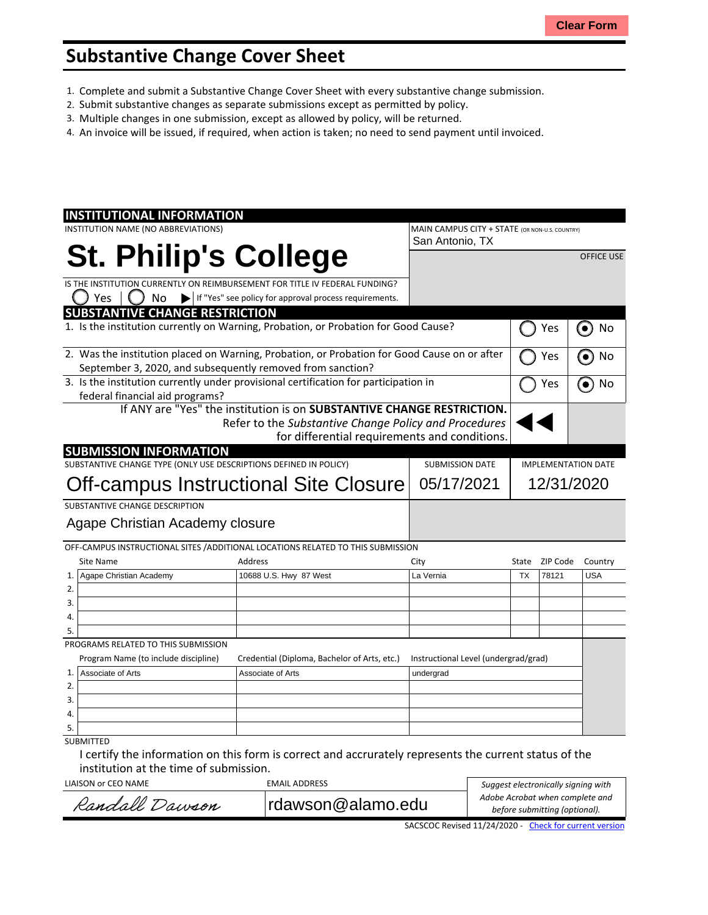# Substantive Change Cover Sheet

1. Complete and submit a Substantive Change Cover Sheet with every substantive change submission.
2. Submit substantive changes as separate submissions except as permitted by policy.
3. Multiple changes in one submission, except as allowed by policy, will be returned.
4. An invoice will be issued, if required, when action is taken; no need to send payment until invoiced.

## INSTITUTIONAL INFORMATION

INSTITUTION NAME (NO ABBREVIATIONS): **St. Philip's College**

MAIN CAMPUS CITY + STATE (OR NON-U.S. COUNTRY): San Antonio, TX

OFFICE USE

IS THE INSTITUTION CURRENTLY ON REIMBURSEMENT FOR TITLE IV FEDERAL FUNDING?
○ Yes ○ No ▶ If "Yes" see policy for approval process requirements.

## SUBSTANTIVE CHANGE RESTRICTION

| Question | Yes | No |
|---|---|---|
| 1. Is the institution currently on Warning, Probation, or Probation for Good Cause? | ○ | ◉ |
| 2. Was the institution placed on Warning, Probation, or Probation for Good Cause on or after September 3, 2020, and subsequently removed from sanction? | ○ | ◉ |
| 3. Is the institution currently under provisional certification for participation in federal financial aid programs? | ○ | ◉ |

If ANY are "Yes" the institution is on **SUBSTANTIVE CHANGE RESTRICTION.** Refer to the *Substantive Change Policy and Procedures* for differential requirements and conditions.

## SUBMISSION INFORMATION

| SUBSTANTIVE CHANGE TYPE (ONLY USE DESCRIPTIONS DEFINED IN POLICY) | SUBMISSION DATE | IMPLEMENTATION DATE |
|---|---|---|
| Off-campus Instructional Site Closure | 05/17/2021 | 12/31/2020 |

SUBSTANTIVE CHANGE DESCRIPTION: Agape Christian Academy closure

OFF-CAMPUS INSTRUCTIONAL SITES /ADDITIONAL LOCATIONS RELATED TO THIS SUBMISSION

| | Site Name | Address | City | State | ZIP Code | Country |
|---|---|---|---|---|---|---|
| 1. | Agape Christian Academy | 10688 U.S. Hwy 87 West | La Vernia | TX | 78121 | USA |
| 2. | | | | | | |
| 3. | | | | | | |
| 4. | | | | | | |
| 5. | | | | | | |

PROGRAMS RELATED TO THIS SUBMISSION

| | Program Name (to include discipline) | Credential (Diploma, Bachelor of Arts, etc.) | Instructional Level (undergrad/grad) |
|---|---|---|---|
| 1. | Associate of Arts | Associate of Arts | undergrad |
| 2. | | | |
| 3. | | | |
| 4. | | | |
| 5. | | | |

SUBMITTED

I certify the information on this form is correct and accrurately represents the current status of the institution at the time of submission.

| LIAISON or CEO NAME | EMAIL ADDRESS | |
|---|---|---|
| Randall Dawson | rdawson@alamo.edu | *Suggest electronically signing with Adobe Acrobat when complete and before submitting (optional).* |

SACSCOC Revised 11/24/2020 - Check for current version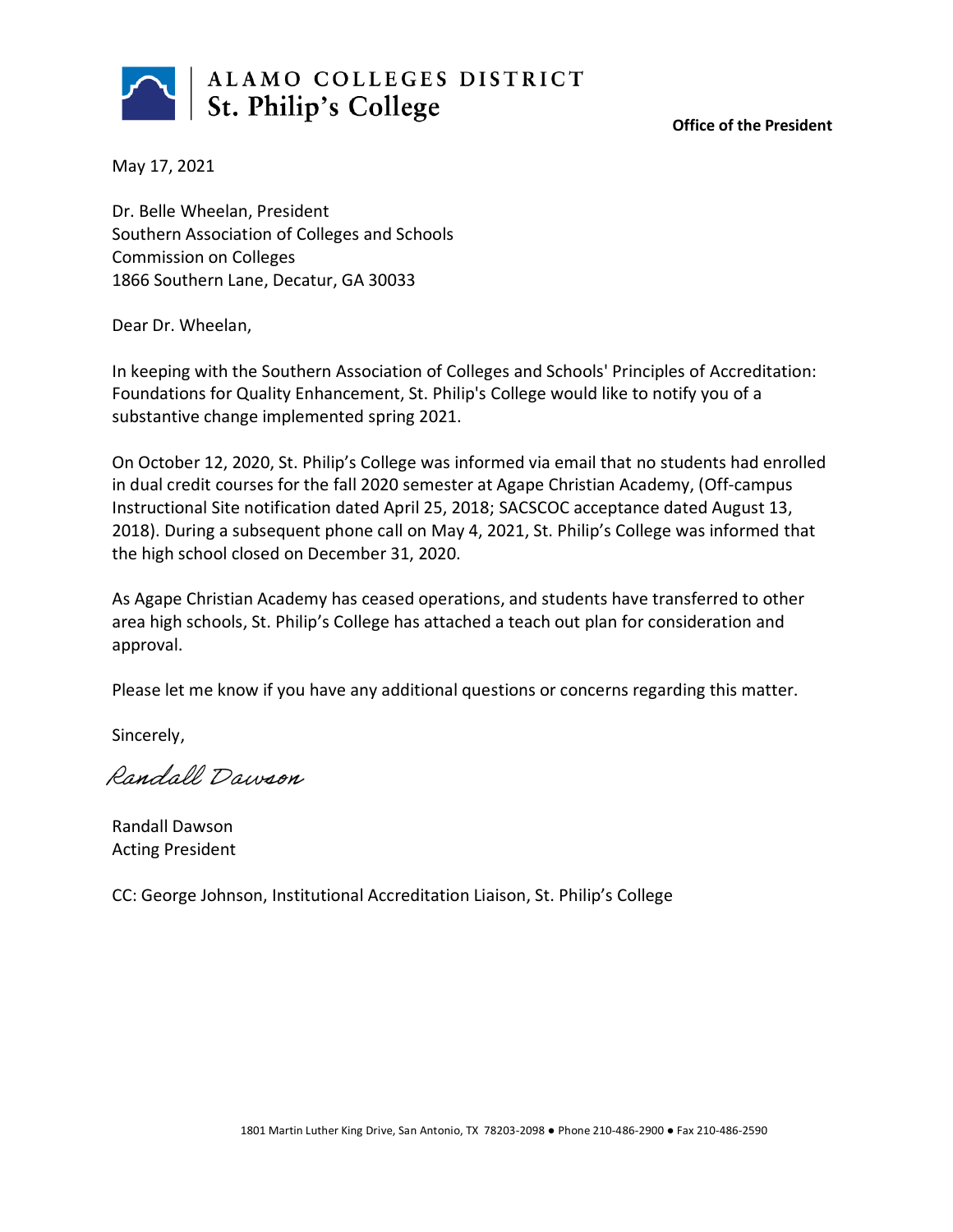**ALAMO COLLEGES DISTRICT**
**St. Philip's College**

**Office of the President**

May 17, 2021

Dr. Belle Wheelan, President
Southern Association of Colleges and Schools
Commission on Colleges
1866 Southern Lane, Decatur, GA 30033

Dear Dr. Wheelan,

In keeping with the Southern Association of Colleges and Schools' Principles of Accreditation: Foundations for Quality Enhancement, St. Philip's College would like to notify you of a substantive change implemented spring 2021.

On October 12, 2020, St. Philip's College was informed via email that no students had enrolled in dual credit courses for the fall 2020 semester at Agape Christian Academy, (Off-campus Instructional Site notification dated April 25, 2018; SACSCOC acceptance dated August 13, 2018). During a subsequent phone call on May 4, 2021, St. Philip's College was informed that the high school closed on December 31, 2020.

As Agape Christian Academy has ceased operations, and students have transferred to other area high schools, St. Philip's College has attached a teach out plan for consideration and approval.

Please let me know if you have any additional questions or concerns regarding this matter.

Sincerely,

*Randall Dawson*

Randall Dawson
Acting President

CC: George Johnson, Institutional Accreditation Liaison, St. Philip's College

1801 Martin Luther King Drive, San Antonio, TX 78203-2098 ● Phone 210-486-2900 ● Fax 210-486-2590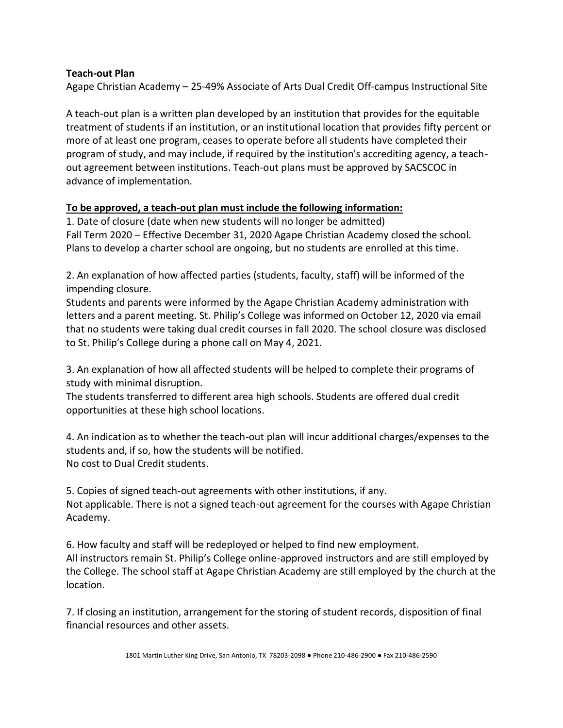**Teach-out Plan**

Agape Christian Academy – 25-49% Associate of Arts Dual Credit Off-campus Instructional Site

A teach-out plan is a written plan developed by an institution that provides for the equitable treatment of students if an institution, or an institutional location that provides fifty percent or more of at least one program, ceases to operate before all students have completed their program of study, and may include, if required by the institution's accrediting agency, a teach-out agreement between institutions. Teach-out plans must be approved by SACSCOC in advance of implementation.

**<u>To be approved, a teach-out plan must include the following information:</u>**

1. Date of closure (date when new students will no longer be admitted)
Fall Term 2020 – Effective December 31, 2020 Agape Christian Academy closed the school. Plans to develop a charter school are ongoing, but no students are enrolled at this time.

2. An explanation of how affected parties (students, faculty, staff) will be informed of the impending closure.
Students and parents were informed by the Agape Christian Academy administration with letters and a parent meeting. St. Philip's College was informed on October 12, 2020 via email that no students were taking dual credit courses in fall 2020. The school closure was disclosed to St. Philip's College during a phone call on May 4, 2021.

3. An explanation of how all affected students will be helped to complete their programs of study with minimal disruption.
The students transferred to different area high schools. Students are offered dual credit opportunities at these high school locations.

4. An indication as to whether the teach-out plan will incur additional charges/expenses to the students and, if so, how the students will be notified.
No cost to Dual Credit students.

5. Copies of signed teach-out agreements with other institutions, if any.
Not applicable. There is not a signed teach-out agreement for the courses with Agape Christian Academy.

6. How faculty and staff will be redeployed or helped to find new employment.
All instructors remain St. Philip's College online-approved instructors and are still employed by the College. The school staff at Agape Christian Academy are still employed by the church at the location.

7. If closing an institution, arrangement for the storing of student records, disposition of final financial resources and other assets.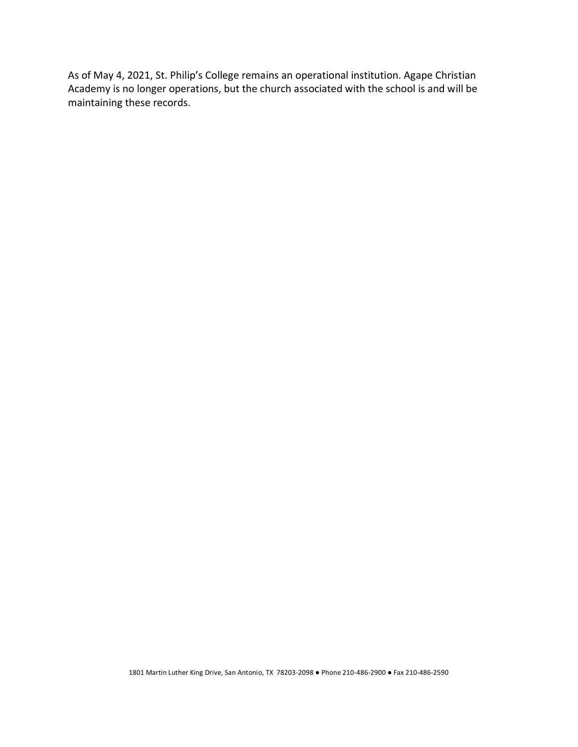As of May 4, 2021, St. Philip's College remains an operational institution. Agape Christian Academy is no longer operations, but the church associated with the school is and will be maintaining these records.